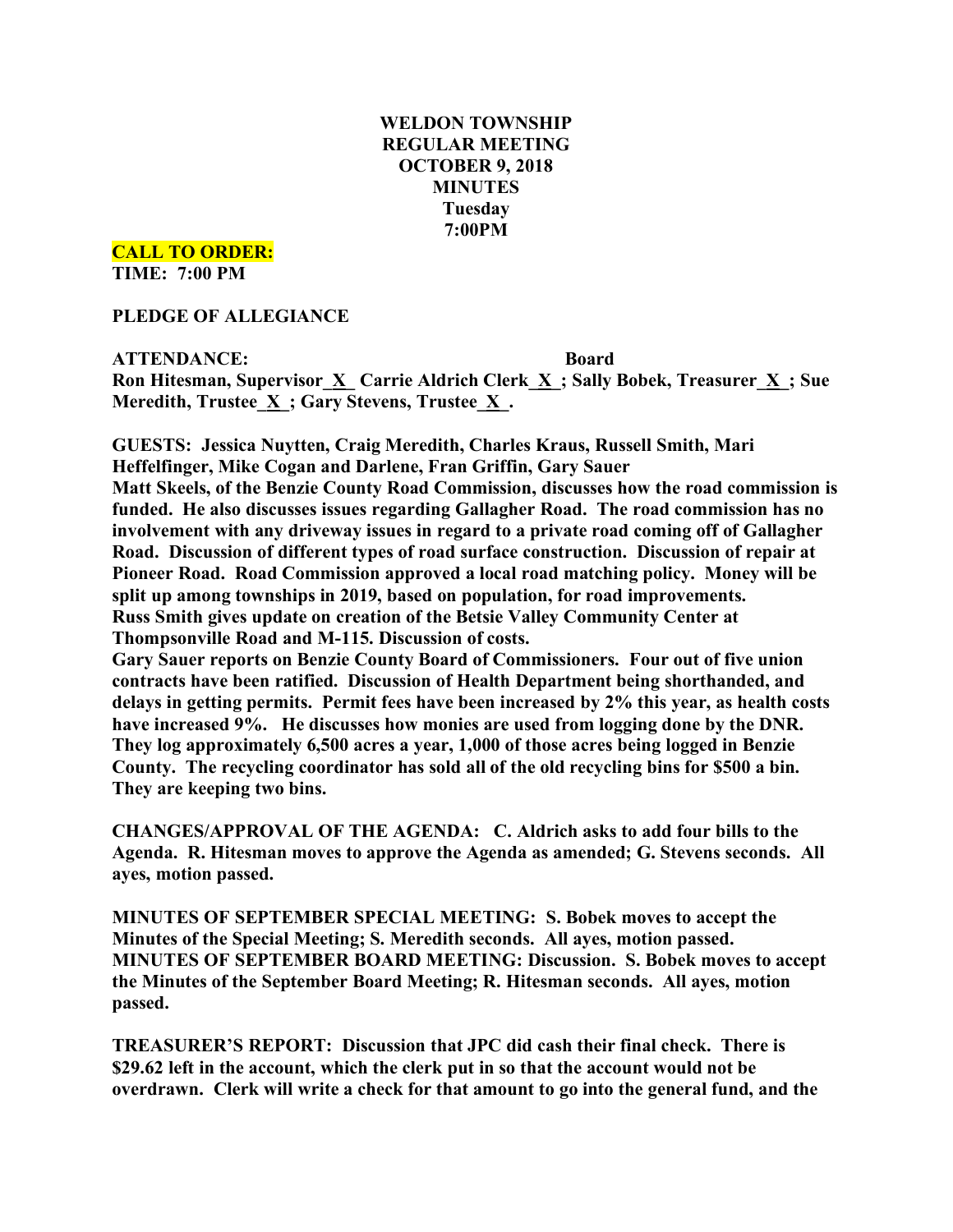**WELDON TOWNSHIP**
**REGULAR MEETING**
**OCTOBER 9, 2018**
**MINUTES**
**Tuesday**
**7:00PM**

**CALL TO ORDER:**
**TIME: 7:00 PM**

**PLEDGE OF ALLEGIANCE**

**ATTENDANCE: Board**
**Ron Hitesman, Supervisor_X_ Carrie Aldrich Clerk_X_; Sally Bobek, Treasurer_X_; Sue Meredith, Trustee_X_; Gary Stevens, Trustee_X_.**

**GUESTS: Jessica Nuytten, Craig Meredith, Charles Kraus, Russell Smith, Mari Heffelfinger, Mike Cogan and Darlene, Fran Griffin, Gary Sauer**
**Matt Skeels, of the Benzie County Road Commission, discusses how the road commission is funded. He also discusses issues regarding Gallagher Road. The road commission has no involvement with any driveway issues in regard to a private road coming off of Gallagher Road. Discussion of different types of road surface construction. Discussion of repair at Pioneer Road. Road Commission approved a local road matching policy. Money will be split up among townships in 2019, based on population, for road improvements.**
**Russ Smith gives update on creation of the Betsie Valley Community Center at Thompsonville Road and M-115. Discussion of costs.**
**Gary Sauer reports on Benzie County Board of Commissioners. Four out of five union contracts have been ratified. Discussion of Health Department being shorthanded, and delays in getting permits. Permit fees have been increased by 2% this year, as health costs have increased 9%. He discusses how monies are used from logging done by the DNR. They log approximately 6,500 acres a year, 1,000 of those acres being logged in Benzie County. The recycling coordinator has sold all of the old recycling bins for $500 a bin. They are keeping two bins.**

**CHANGES/APPROVAL OF THE AGENDA: C. Aldrich asks to add four bills to the Agenda. R. Hitesman moves to approve the Agenda as amended; G. Stevens seconds. All ayes, motion passed.**

**MINUTES OF SEPTEMBER SPECIAL MEETING: S. Bobek moves to accept the Minutes of the Special Meeting; S. Meredith seconds. All ayes, motion passed.**
**MINUTES OF SEPTEMBER BOARD MEETING: Discussion. S. Bobek moves to accept the Minutes of the September Board Meeting; R. Hitesman seconds. All ayes, motion passed.**

**TREASURER'S REPORT: Discussion that JPC did cash their final check. There is $29.62 left in the account, which the clerk put in so that the account would not be overdrawn. Clerk will write a check for that amount to go into the general fund, and the**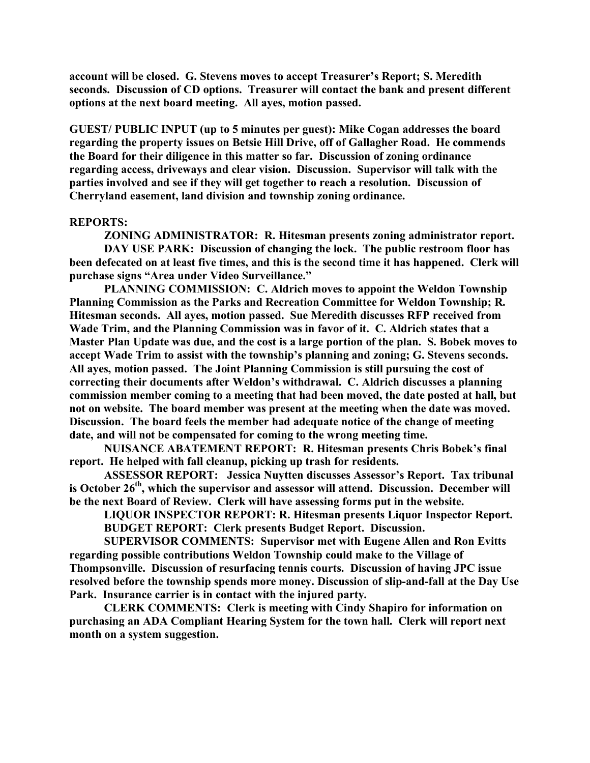**account will be closed. G. Stevens moves to accept Treasurer's Report; S. Meredith seconds. Discussion of CD options. Treasurer will contact the bank and present different options at the next board meeting. All ayes, motion passed.**

**GUEST/ PUBLIC INPUT (up to 5 minutes per guest): Mike Cogan addresses the board regarding the property issues on Betsie Hill Drive, off of Gallagher Road. He commends the Board for their diligence in this matter so far. Discussion of zoning ordinance regarding access, driveways and clear vision. Discussion. Supervisor will talk with the parties involved and see if they will get together to reach a resolution. Discussion of Cherryland easement, land division and township zoning ordinance.**

**REPORTS:**

**ZONING ADMINISTRATOR: R. Hitesman presents zoning administrator report.**

**DAY USE PARK: Discussion of changing the lock. The public restroom floor has been defecated on at least five times, and this is the second time it has happened. Clerk will purchase signs "Area under Video Surveillance."**

**PLANNING COMMISSION: C. Aldrich moves to appoint the Weldon Township Planning Commission as the Parks and Recreation Committee for Weldon Township; R. Hitesman seconds. All ayes, motion passed. Sue Meredith discusses RFP received from Wade Trim, and the Planning Commission was in favor of it. C. Aldrich states that a Master Plan Update was due, and the cost is a large portion of the plan. S. Bobek moves to accept Wade Trim to assist with the township's planning and zoning; G. Stevens seconds. All ayes, motion passed. The Joint Planning Commission is still pursuing the cost of correcting their documents after Weldon's withdrawal. C. Aldrich discusses a planning commission member coming to a meeting that had been moved, the date posted at hall, but not on website. The board member was present at the meeting when the date was moved. Discussion. The board feels the member had adequate notice of the change of meeting date, and will not be compensated for coming to the wrong meeting time.**

**NUISANCE ABATEMENT REPORT: R. Hitesman presents Chris Bobek's final report. He helped with fall cleanup, picking up trash for residents.**

**ASSESSOR REPORT: Jessica Nuytten discusses Assessor's Report. Tax tribunal is October 26th, which the supervisor and assessor will attend. Discussion. December will be the next Board of Review. Clerk will have assessing forms put in the website.**

**LIQUOR INSPECTOR REPORT: R. Hitesman presents Liquor Inspector Report.**

**BUDGET REPORT: Clerk presents Budget Report. Discussion.**

**SUPERVISOR COMMENTS: Supervisor met with Eugene Allen and Ron Evitts regarding possible contributions Weldon Township could make to the Village of Thompsonville. Discussion of resurfacing tennis courts. Discussion of having JPC issue resolved before the township spends more money. Discussion of slip-and-fall at the Day Use Park. Insurance carrier is in contact with the injured party.**

**CLERK COMMENTS: Clerk is meeting with Cindy Shapiro for information on purchasing an ADA Compliant Hearing System for the town hall. Clerk will report next month on a system suggestion.**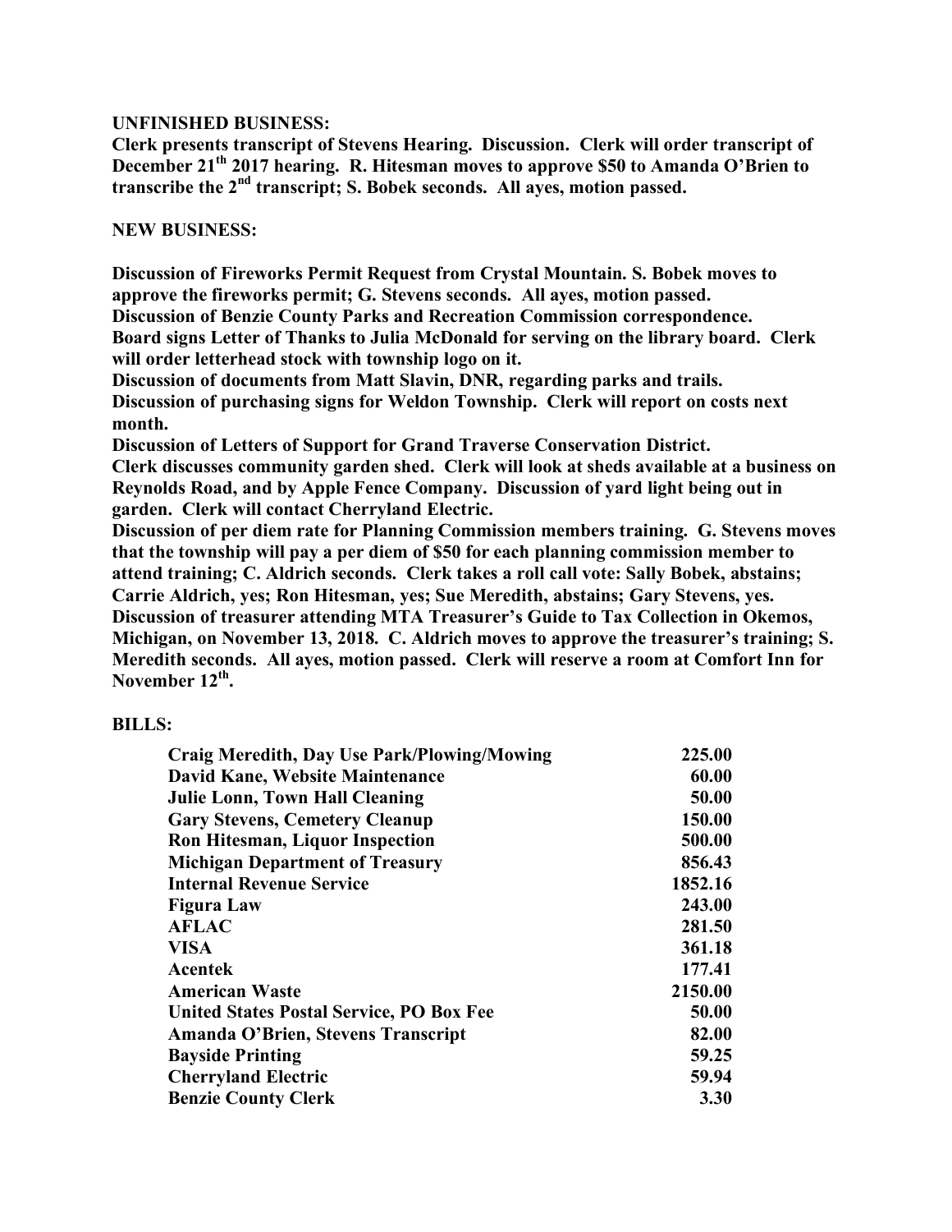**UNFINISHED BUSINESS:**

**Clerk presents transcript of Stevens Hearing. Discussion. Clerk will order transcript of December 21st 2017 hearing. R. Hitesman moves to approve $50 to Amanda O'Brien to transcribe the 2nd transcript; S. Bobek seconds. All ayes, motion passed.**

**NEW BUSINESS:**

**Discussion of Fireworks Permit Request from Crystal Mountain. S. Bobek moves to approve the fireworks permit; G. Stevens seconds. All ayes, motion passed.**

**Discussion of Benzie County Parks and Recreation Commission correspondence.**

**Board signs Letter of Thanks to Julia McDonald for serving on the library board. Clerk will order letterhead stock with township logo on it.**

**Discussion of documents from Matt Slavin, DNR, regarding parks and trails.**

**Discussion of purchasing signs for Weldon Township. Clerk will report on costs next month.**

**Discussion of Letters of Support for Grand Traverse Conservation District.**

**Clerk discusses community garden shed. Clerk will look at sheds available at a business on Reynolds Road, and by Apple Fence Company. Discussion of yard light being out in garden. Clerk will contact Cherryland Electric.**

**Discussion of per diem rate for Planning Commission members training. G. Stevens moves that the township will pay a per diem of $50 for each planning commission member to attend training; C. Aldrich seconds. Clerk takes a roll call vote: Sally Bobek, abstains; Carrie Aldrich, yes; Ron Hitesman, yes; Sue Meredith, abstains; Gary Stevens, yes.**

**Discussion of treasurer attending MTA Treasurer's Guide to Tax Collection in Okemos, Michigan, on November 13, 2018. C. Aldrich moves to approve the treasurer's training; S. Meredith seconds. All ayes, motion passed. Clerk will reserve a room at Comfort Inn for November 12th.**

**BILLS:**

| | |
|---|---:|
| **Craig Meredith, Day Use Park/Plowing/Mowing** | **225.00** |
| **David Kane, Website Maintenance** | **60.00** |
| **Julie Lonn, Town Hall Cleaning** | **50.00** |
| **Gary Stevens, Cemetery Cleanup** | **150.00** |
| **Ron Hitesman, Liquor Inspection** | **500.00** |
| **Michigan Department of Treasury** | **856.43** |
| **Internal Revenue Service** | **1852.16** |
| **Figura Law** | **243.00** |
| **AFLAC** | **281.50** |
| **VISA** | **361.18** |
| **Acentek** | **177.41** |
| **American Waste** | **2150.00** |
| **United States Postal Service, PO Box Fee** | **50.00** |
| **Amanda O'Brien, Stevens Transcript** | **82.00** |
| **Bayside Printing** | **59.25** |
| **Cherryland Electric** | **59.94** |
| **Benzie County Clerk** | **3.30** |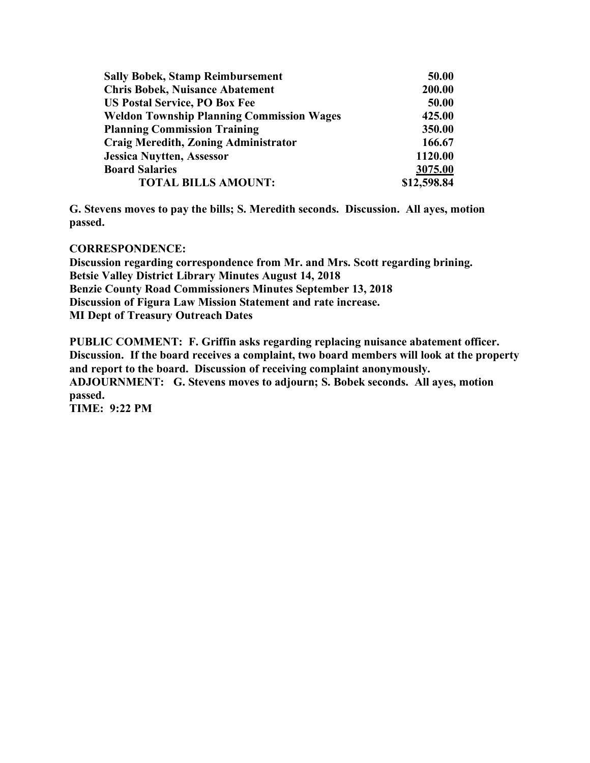| | |
|---|---|
| **Sally Bobek, Stamp Reimbursement** | **50.00** |
| **Chris Bobek, Nuisance Abatement** | **200.00** |
| **US Postal Service, PO Box Fee** | **50.00** |
| **Weldon Township Planning Commission Wages** | **425.00** |
| **Planning Commission Training** | **350.00** |
| **Craig Meredith, Zoning Administrator** | **166.67** |
| **Jessica Nuytten, Assessor** | **1120.00** |
| **Board Salaries** | **3075.00** |
| **TOTAL BILLS AMOUNT:** | **$12,598.84** |

**G. Stevens moves to pay the bills; S. Meredith seconds. Discussion. All ayes, motion passed.**

**CORRESPONDENCE:**
**Discussion regarding correspondence from Mr. and Mrs. Scott regarding brining.**
**Betsie Valley District Library Minutes August 14, 2018**
**Benzie County Road Commissioners Minutes September 13, 2018**
**Discussion of Figura Law Mission Statement and rate increase.**
**MI Dept of Treasury Outreach Dates**

**PUBLIC COMMENT: F. Griffin asks regarding replacing nuisance abatement officer. Discussion. If the board receives a complaint, two board members will look at the property and report to the board. Discussion of receiving complaint anonymously.**
**ADJOURNMENT: G. Stevens moves to adjourn; S. Bobek seconds. All ayes, motion passed.**
**TIME: 9:22 PM**